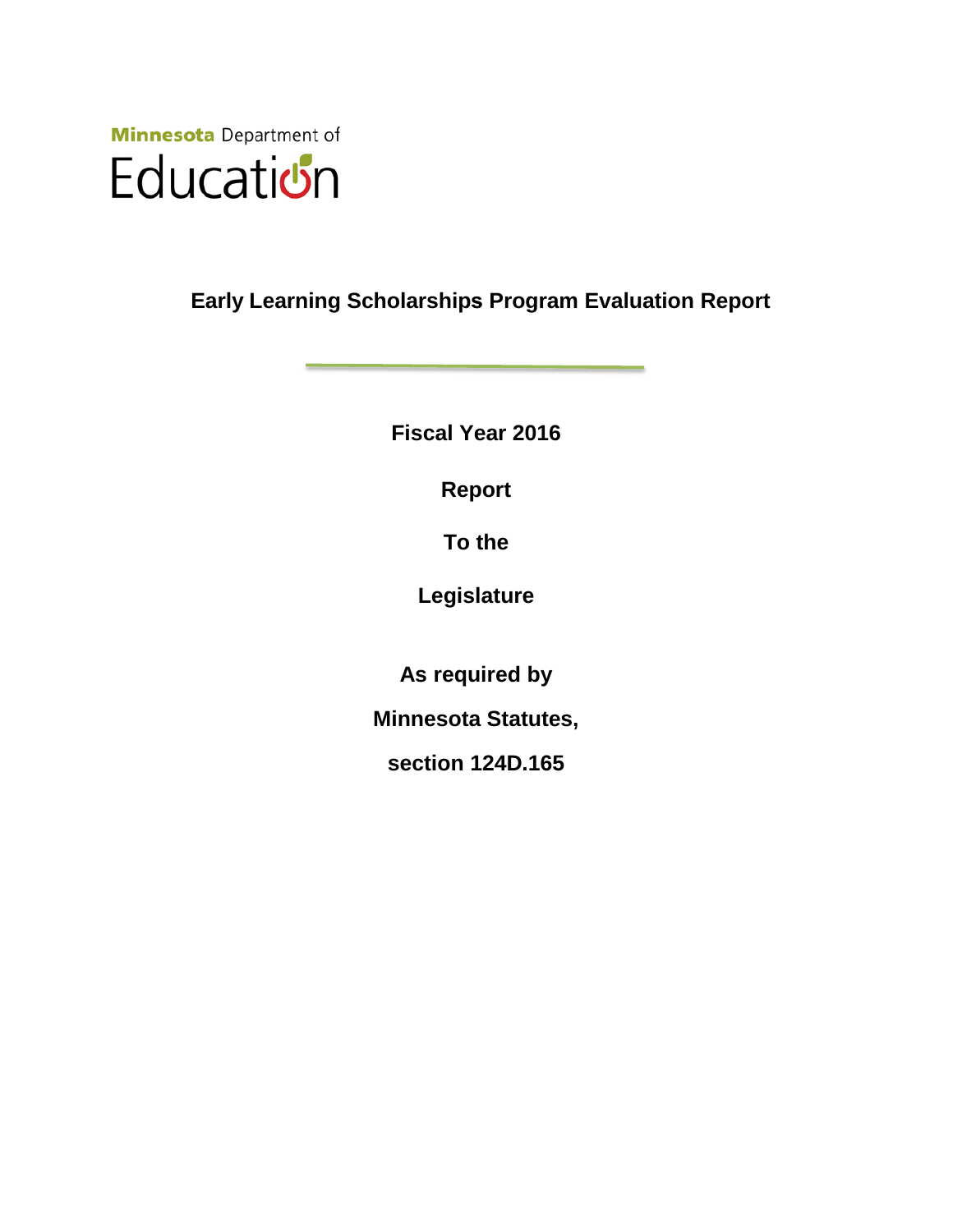Minnesota Department of

Education

# Early Learning Scholarships Program Evaluation Report

**Fiscal Year 2016**

**Report**

**To the**

**Legislature**

**As required by**

**Minnesota Statutes,**

**section 124D.165**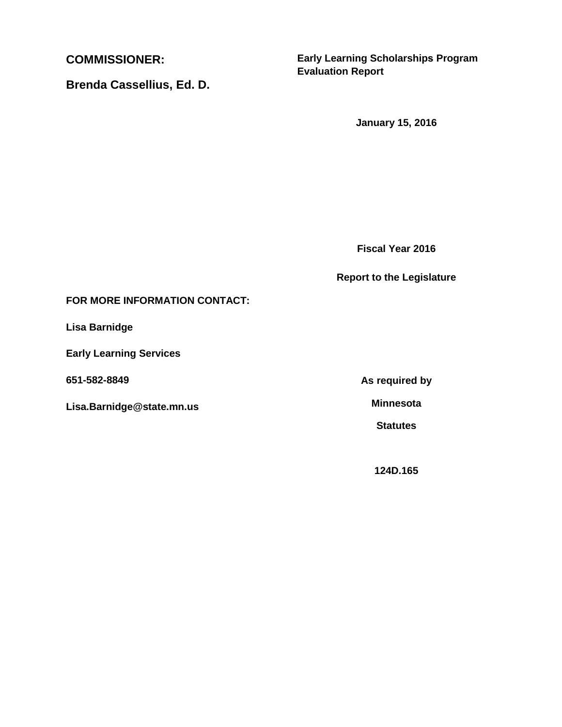**COMMISSIONER:**

**Brenda Cassellius, Ed. D.**

**Early Learning Scholarships Program Evaluation Report**

**January 15, 2016**

**Fiscal Year 2016**

**Report to the Legislature**

**FOR MORE INFORMATION CONTACT:**

**Lisa Barnidge**

**Early Learning Services**

**651-582-8849**

**Lisa.Barnidge@state.mn.us**

**As required by**

**Minnesota**

**Statutes**

**124D.165**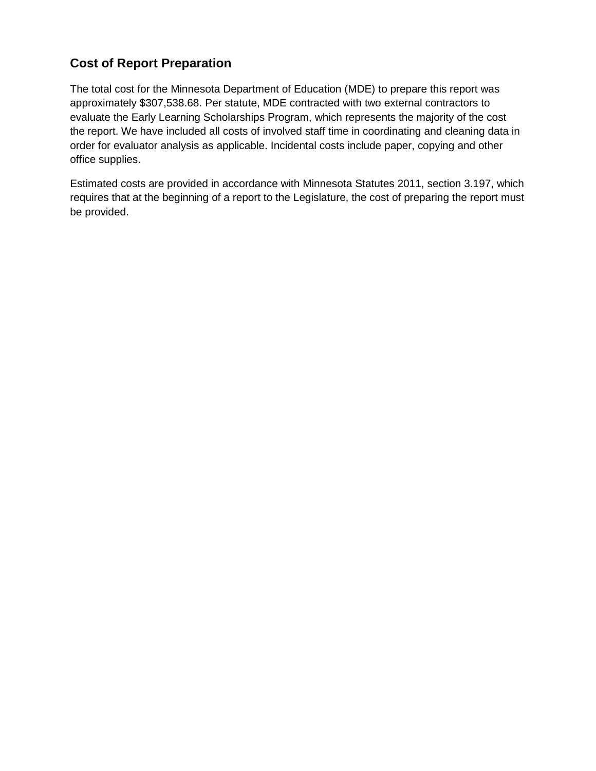## Cost of Report Preparation

The total cost for the Minnesota Department of Education (MDE) to prepare this report was approximately $307,538.68. Per statute, MDE contracted with two external contractors to evaluate the Early Learning Scholarships Program, which represents the majority of the cost the report. We have included all costs of involved staff time in coordinating and cleaning data in order for evaluator analysis as applicable. Incidental costs include paper, copying and other office supplies.

Estimated costs are provided in accordance with Minnesota Statutes 2011, section 3.197, which requires that at the beginning of a report to the Legislature, the cost of preparing the report must be provided.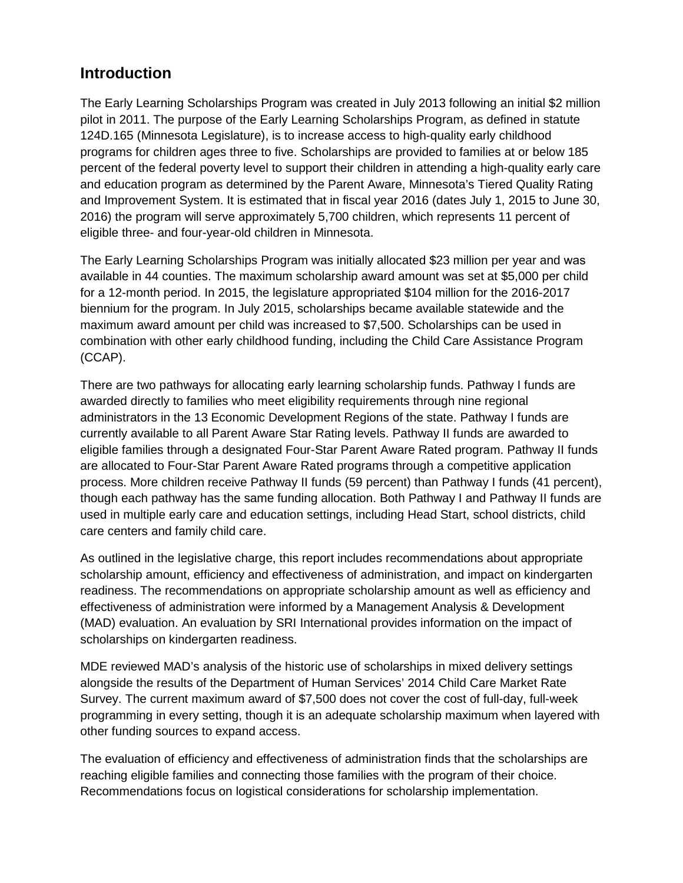## Introduction

The Early Learning Scholarships Program was created in July 2013 following an initial $2 million pilot in 2011. The purpose of the Early Learning Scholarships Program, as defined in statute 124D.165 (Minnesota Legislature), is to increase access to high-quality early childhood programs for children ages three to five. Scholarships are provided to families at or below 185 percent of the federal poverty level to support their children in attending a high-quality early care and education program as determined by the Parent Aware, Minnesota's Tiered Quality Rating and Improvement System. It is estimated that in fiscal year 2016 (dates July 1, 2015 to June 30, 2016) the program will serve approximately 5,700 children, which represents 11 percent of eligible three- and four-year-old children in Minnesota.

The Early Learning Scholarships Program was initially allocated $23 million per year and was available in 44 counties. The maximum scholarship award amount was set at $5,000 per child for a 12-month period. In 2015, the legislature appropriated $104 million for the 2016-2017 biennium for the program. In July 2015, scholarships became available statewide and the maximum award amount per child was increased to $7,500. Scholarships can be used in combination with other early childhood funding, including the Child Care Assistance Program (CCAP).

There are two pathways for allocating early learning scholarship funds. Pathway I funds are awarded directly to families who meet eligibility requirements through nine regional administrators in the 13 Economic Development Regions of the state. Pathway I funds are currently available to all Parent Aware Star Rating levels. Pathway II funds are awarded to eligible families through a designated Four-Star Parent Aware Rated program. Pathway II funds are allocated to Four-Star Parent Aware Rated programs through a competitive application process. More children receive Pathway II funds (59 percent) than Pathway I funds (41 percent), though each pathway has the same funding allocation. Both Pathway I and Pathway II funds are used in multiple early care and education settings, including Head Start, school districts, child care centers and family child care.

As outlined in the legislative charge, this report includes recommendations about appropriate scholarship amount, efficiency and effectiveness of administration, and impact on kindergarten readiness. The recommendations on appropriate scholarship amount as well as efficiency and effectiveness of administration were informed by a Management Analysis & Development (MAD) evaluation. An evaluation by SRI International provides information on the impact of scholarships on kindergarten readiness.

MDE reviewed MAD's analysis of the historic use of scholarships in mixed delivery settings alongside the results of the Department of Human Services' 2014 Child Care Market Rate Survey. The current maximum award of $7,500 does not cover the cost of full-day, full-week programming in every setting, though it is an adequate scholarship maximum when layered with other funding sources to expand access.

The evaluation of efficiency and effectiveness of administration finds that the scholarships are reaching eligible families and connecting those families with the program of their choice. Recommendations focus on logistical considerations for scholarship implementation.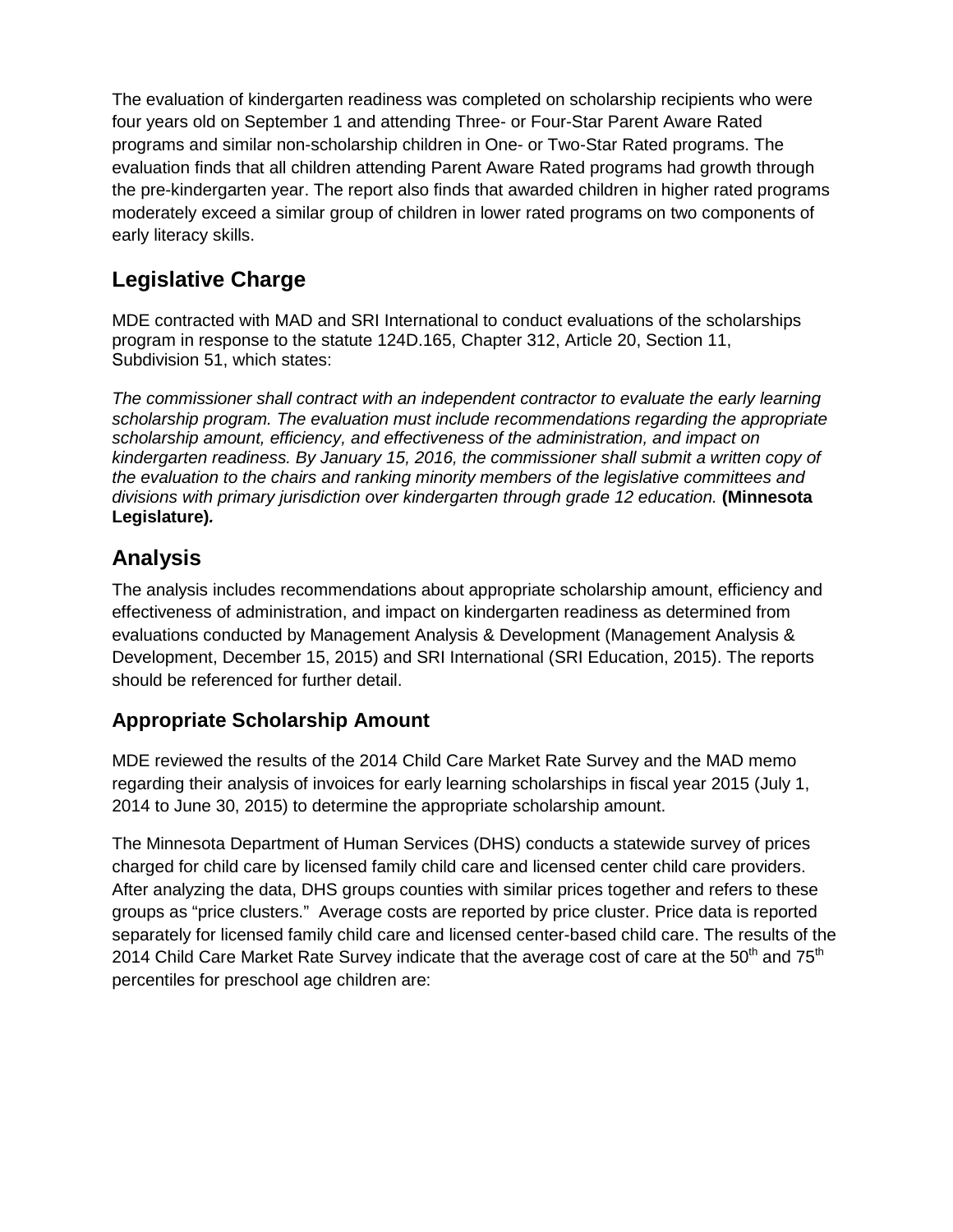The evaluation of kindergarten readiness was completed on scholarship recipients who were four years old on September 1 and attending Three- or Four-Star Parent Aware Rated programs and similar non-scholarship children in One- or Two-Star Rated programs. The evaluation finds that all children attending Parent Aware Rated programs had growth through the pre-kindergarten year. The report also finds that awarded children in higher rated programs moderately exceed a similar group of children in lower rated programs on two components of early literacy skills.

## Legislative Charge

MDE contracted with MAD and SRI International to conduct evaluations of the scholarships program in response to the statute 124D.165, Chapter 312, Article 20, Section 11, Subdivision 51, which states:

*The commissioner shall contract with an independent contractor to evaluate the early learning scholarship program. The evaluation must include recommendations regarding the appropriate scholarship amount, efficiency, and effectiveness of the administration, and impact on kindergarten readiness. By January 15, 2016, the commissioner shall submit a written copy of the evaluation to the chairs and ranking minority members of the legislative committees and divisions with primary jurisdiction over kindergarten through grade 12 education.* **(Minnesota Legislature)***.*

## Analysis

The analysis includes recommendations about appropriate scholarship amount, efficiency and effectiveness of administration, and impact on kindergarten readiness as determined from evaluations conducted by Management Analysis & Development (Management Analysis & Development, December 15, 2015) and SRI International (SRI Education, 2015). The reports should be referenced for further detail.

### Appropriate Scholarship Amount

MDE reviewed the results of the 2014 Child Care Market Rate Survey and the MAD memo regarding their analysis of invoices for early learning scholarships in fiscal year 2015 (July 1, 2014 to June 30, 2015) to determine the appropriate scholarship amount.

The Minnesota Department of Human Services (DHS) conducts a statewide survey of prices charged for child care by licensed family child care and licensed center child care providers. After analyzing the data, DHS groups counties with similar prices together and refers to these groups as "price clusters." Average costs are reported by price cluster. Price data is reported separately for licensed family child care and licensed center-based child care. The results of the 2014 Child Care Market Rate Survey indicate that the average cost of care at the 50th and 75th percentiles for preschool age children are: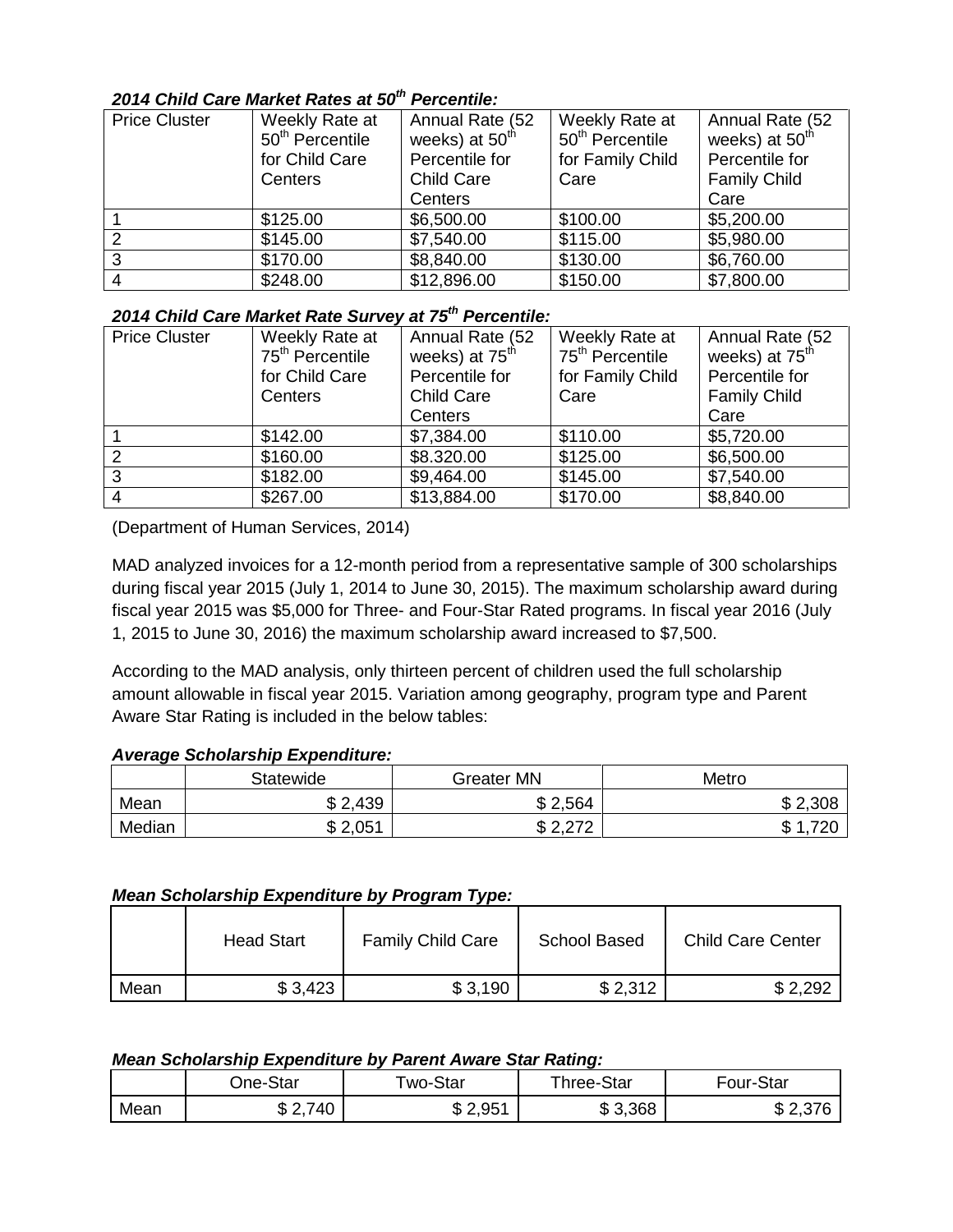***2014 Child Care Market Rates at 50th Percentile:***

| Price Cluster | Weekly Rate at 50th Percentile for Child Care Centers | Annual Rate (52 weeks) at 50th Percentile for Child Care Centers | Weekly Rate at 50th Percentile for Family Child Care | Annual Rate (52 weeks) at 50th Percentile for Family Child Care |
|---|---|---|---|---|
| 1 | $125.00 | $6,500.00 | $100.00 | $5,200.00 |
| 2 | $145.00 | $7,540.00 | $115.00 | $5,980.00 |
| 3 | $170.00 | $8,840.00 | $130.00 | $6,760.00 |
| 4 | $248.00 | $12,896.00 | $150.00 | $7,800.00 |

***2014 Child Care Market Rate Survey at 75th Percentile:***

| Price Cluster | Weekly Rate at 75th Percentile for Child Care Centers | Annual Rate (52 weeks) at 75th Percentile for Child Care Centers | Weekly Rate at 75th Percentile for Family Child Care | Annual Rate (52 weeks) at 75th Percentile for Family Child Care |
|---|---|---|---|---|
| 1 | $142.00 | $7,384.00 | $110.00 | $5,720.00 |
| 2 | $160.00 | $8.320.00 | $125.00 | $6,500.00 |
| 3 | $182.00 | $9,464.00 | $145.00 | $7,540.00 |
| 4 | $267.00 | $13,884.00 | $170.00 | $8,840.00 |

(Department of Human Services, 2014)

MAD analyzed invoices for a 12-month period from a representative sample of 300 scholarships during fiscal year 2015 (July 1, 2014 to June 30, 2015). The maximum scholarship award during fiscal year 2015 was $5,000 for Three- and Four-Star Rated programs. In fiscal year 2016 (July 1, 2015 to June 30, 2016) the maximum scholarship award increased to $7,500.

According to the MAD analysis, only thirteen percent of children used the full scholarship amount allowable in fiscal year 2015. Variation among geography, program type and Parent Aware Star Rating is included in the below tables:

***Average Scholarship Expenditure:***

| | Statewide | Greater MN | Metro |
|---|---|---|---|
| Mean | $ 2,439 | $ 2,564 | $ 2,308 |
| Median | $ 2,051 | $ 2,272 | $ 1,720 |

***Mean Scholarship Expenditure by Program Type:***

| | Head Start | Family Child Care | School Based | Child Care Center |
|---|---|---|---|---|
| Mean | $ 3,423 | $ 3,190 | $ 2,312 | $ 2,292 |

***Mean Scholarship Expenditure by Parent Aware Star Rating:***

| | One-Star | Two-Star | Three-Star | Four-Star |
|---|---|---|---|---|
| Mean | $ 2,740 | $ 2,951 | $ 3,368 | $ 2,376 |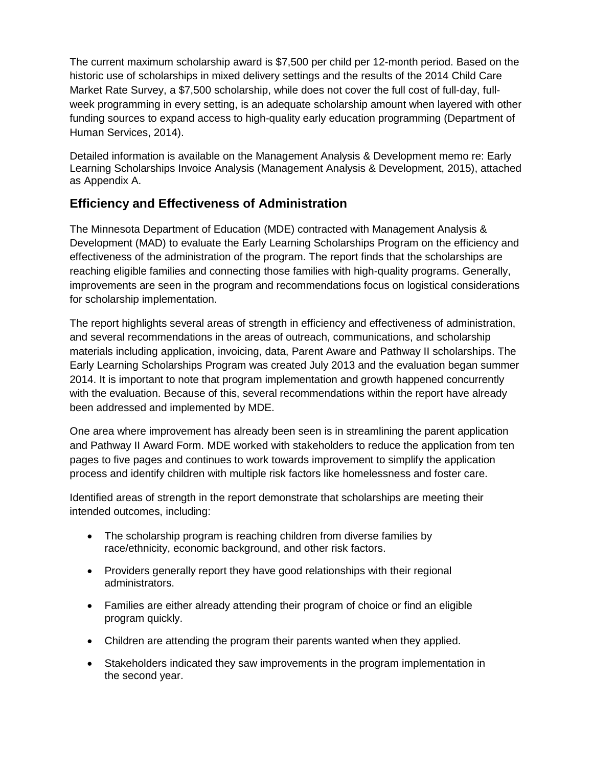The current maximum scholarship award is $7,500 per child per 12-month period. Based on the historic use of scholarships in mixed delivery settings and the results of the 2014 Child Care Market Rate Survey, a $7,500 scholarship, while does not cover the full cost of full-day, full-week programming in every setting, is an adequate scholarship amount when layered with other funding sources to expand access to high-quality early education programming (Department of Human Services, 2014).

Detailed information is available on the Management Analysis & Development memo re: Early Learning Scholarships Invoice Analysis (Management Analysis & Development, 2015), attached as Appendix A.

## Efficiency and Effectiveness of Administration

The Minnesota Department of Education (MDE) contracted with Management Analysis & Development (MAD) to evaluate the Early Learning Scholarships Program on the efficiency and effectiveness of the administration of the program. The report finds that the scholarships are reaching eligible families and connecting those families with high-quality programs. Generally, improvements are seen in the program and recommendations focus on logistical considerations for scholarship implementation.

The report highlights several areas of strength in efficiency and effectiveness of administration, and several recommendations in the areas of outreach, communications, and scholarship materials including application, invoicing, data, Parent Aware and Pathway II scholarships. The Early Learning Scholarships Program was created July 2013 and the evaluation began summer 2014. It is important to note that program implementation and growth happened concurrently with the evaluation. Because of this, several recommendations within the report have already been addressed and implemented by MDE.

One area where improvement has already been seen is in streamlining the parent application and Pathway II Award Form. MDE worked with stakeholders to reduce the application from ten pages to five pages and continues to work towards improvement to simplify the application process and identify children with multiple risk factors like homelessness and foster care.

Identified areas of strength in the report demonstrate that scholarships are meeting their intended outcomes, including:

- The scholarship program is reaching children from diverse families by race/ethnicity, economic background, and other risk factors.
- Providers generally report they have good relationships with their regional administrators.
- Families are either already attending their program of choice or find an eligible program quickly.
- Children are attending the program their parents wanted when they applied.
- Stakeholders indicated they saw improvements in the program implementation in the second year.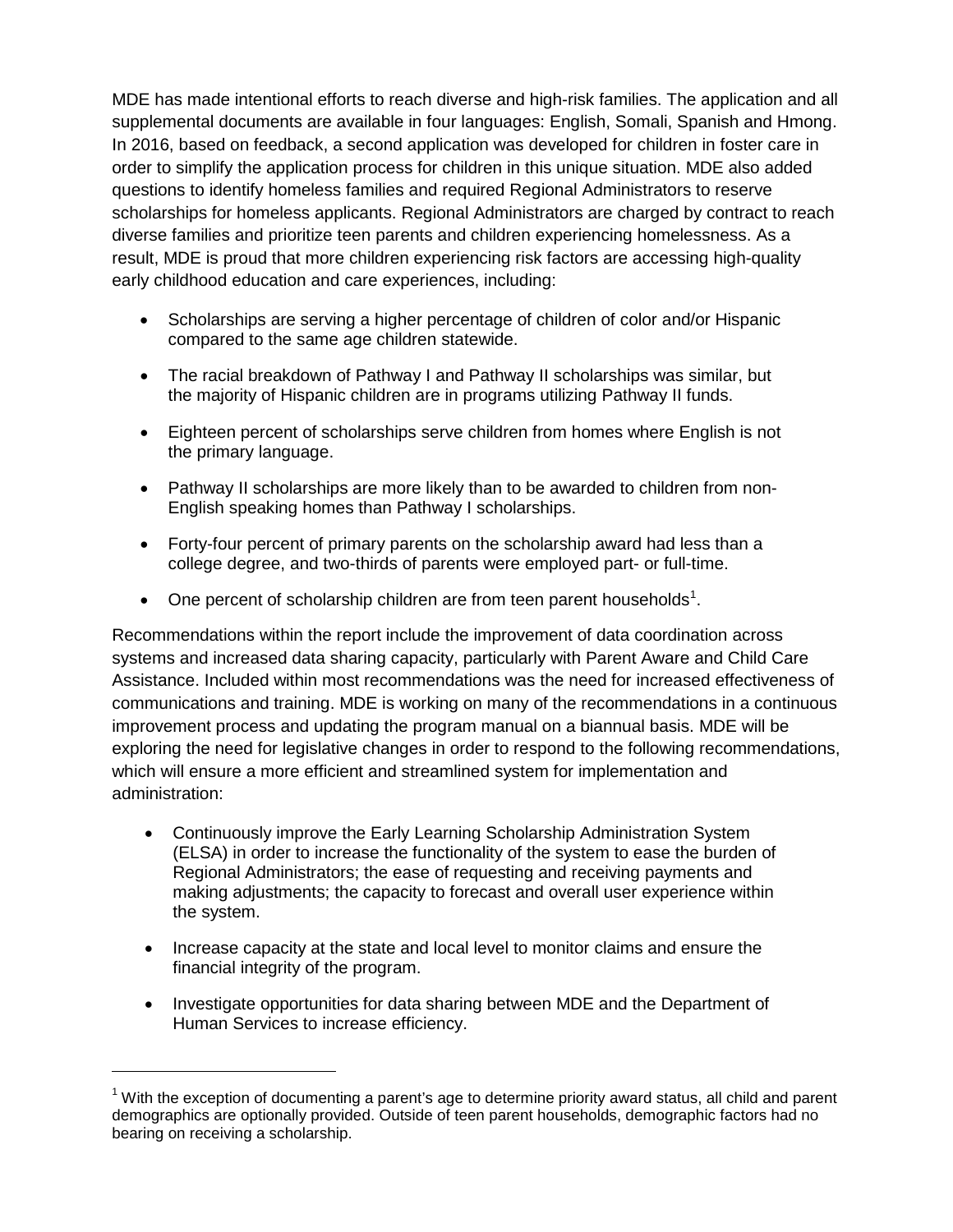MDE has made intentional efforts to reach diverse and high-risk families. The application and all supplemental documents are available in four languages: English, Somali, Spanish and Hmong. In 2016, based on feedback, a second application was developed for children in foster care in order to simplify the application process for children in this unique situation. MDE also added questions to identify homeless families and required Regional Administrators to reserve scholarships for homeless applicants. Regional Administrators are charged by contract to reach diverse families and prioritize teen parents and children experiencing homelessness. As a result, MDE is proud that more children experiencing risk factors are accessing high-quality early childhood education and care experiences, including:

- Scholarships are serving a higher percentage of children of color and/or Hispanic compared to the same age children statewide.
- The racial breakdown of Pathway I and Pathway II scholarships was similar, but the majority of Hispanic children are in programs utilizing Pathway II funds.
- Eighteen percent of scholarships serve children from homes where English is not the primary language.
- Pathway II scholarships are more likely than to be awarded to children from non-English speaking homes than Pathway I scholarships.
- Forty-four percent of primary parents on the scholarship award had less than a college degree, and two-thirds of parents were employed part- or full-time.
- One percent of scholarship children are from teen parent households[1].

Recommendations within the report include the improvement of data coordination across systems and increased data sharing capacity, particularly with Parent Aware and Child Care Assistance. Included within most recommendations was the need for increased effectiveness of communications and training. MDE is working on many of the recommendations in a continuous improvement process and updating the program manual on a biannual basis. MDE will be exploring the need for legislative changes in order to respond to the following recommendations, which will ensure a more efficient and streamlined system for implementation and administration:

- Continuously improve the Early Learning Scholarship Administration System (ELSA) in order to increase the functionality of the system to ease the burden of Regional Administrators; the ease of requesting and receiving payments and making adjustments; the capacity to forecast and overall user experience within the system.
- Increase capacity at the state and local level to monitor claims and ensure the financial integrity of the program.
- Investigate opportunities for data sharing between MDE and the Department of Human Services to increase efficiency.

[1] With the exception of documenting a parent's age to determine priority award status, all child and parent demographics are optionally provided. Outside of teen parent households, demographic factors had no bearing on receiving a scholarship.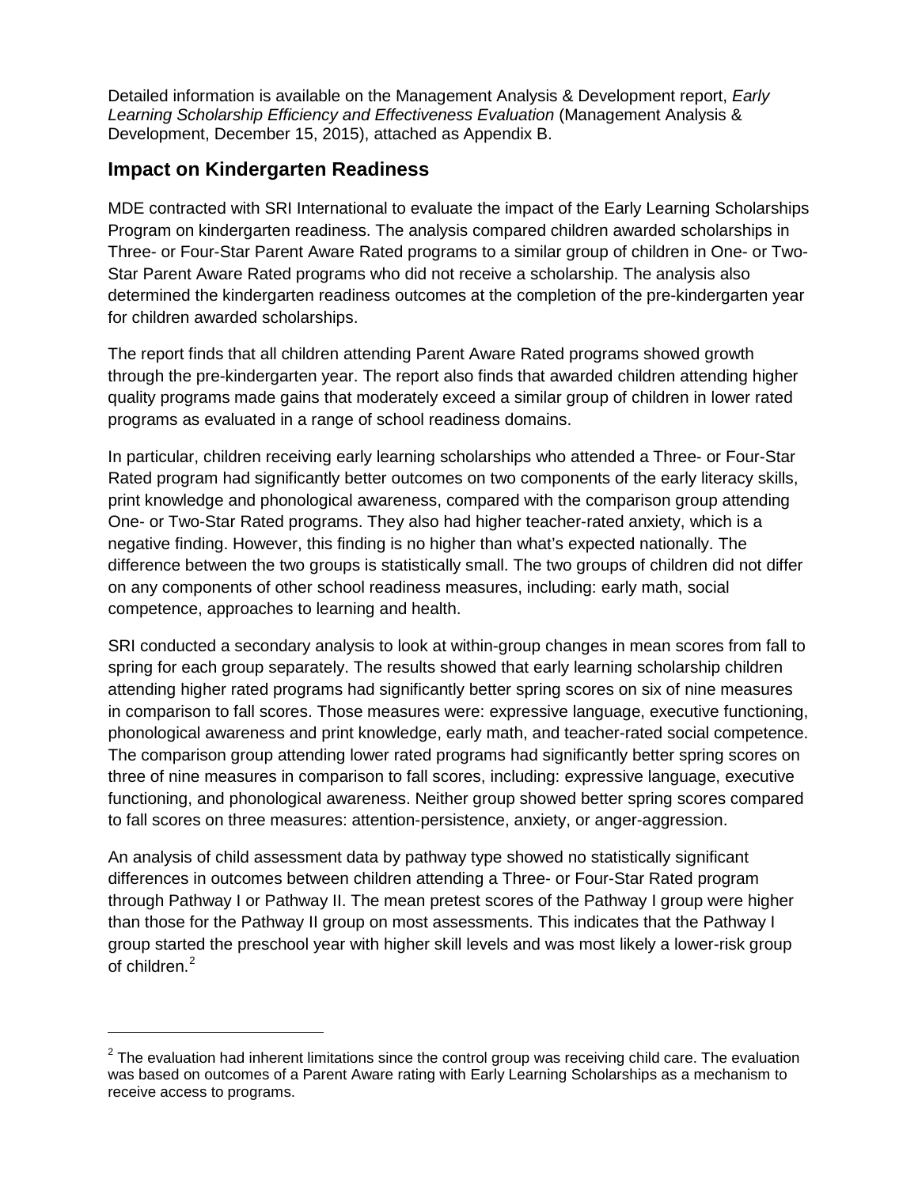Detailed information is available on the Management Analysis & Development report, *Early Learning Scholarship Efficiency and Effectiveness Evaluation* (Management Analysis & Development, December 15, 2015), attached as Appendix B.

## Impact on Kindergarten Readiness

MDE contracted with SRI International to evaluate the impact of the Early Learning Scholarships Program on kindergarten readiness. The analysis compared children awarded scholarships in Three- or Four-Star Parent Aware Rated programs to a similar group of children in One- or Two-Star Parent Aware Rated programs who did not receive a scholarship. The analysis also determined the kindergarten readiness outcomes at the completion of the pre-kindergarten year for children awarded scholarships.

The report finds that all children attending Parent Aware Rated programs showed growth through the pre-kindergarten year. The report also finds that awarded children attending higher quality programs made gains that moderately exceed a similar group of children in lower rated programs as evaluated in a range of school readiness domains.

In particular, children receiving early learning scholarships who attended a Three- or Four-Star Rated program had significantly better outcomes on two components of the early literacy skills, print knowledge and phonological awareness, compared with the comparison group attending One- or Two-Star Rated programs. They also had higher teacher-rated anxiety, which is a negative finding. However, this finding is no higher than what's expected nationally. The difference between the two groups is statistically small. The two groups of children did not differ on any components of other school readiness measures, including: early math, social competence, approaches to learning and health.

SRI conducted a secondary analysis to look at within-group changes in mean scores from fall to spring for each group separately. The results showed that early learning scholarship children attending higher rated programs had significantly better spring scores on six of nine measures in comparison to fall scores. Those measures were: expressive language, executive functioning, phonological awareness and print knowledge, early math, and teacher-rated social competence. The comparison group attending lower rated programs had significantly better spring scores on three of nine measures in comparison to fall scores, including: expressive language, executive functioning, and phonological awareness. Neither group showed better spring scores compared to fall scores on three measures: attention-persistence, anxiety, or anger-aggression.

An analysis of child assessment data by pathway type showed no statistically significant differences in outcomes between children attending a Three- or Four-Star Rated program through Pathway I or Pathway II. The mean pretest scores of the Pathway I group were higher than those for the Pathway II group on most assessments. This indicates that the Pathway I group started the preschool year with higher skill levels and was most likely a lower-risk group of children.[2]

---

[2] The evaluation had inherent limitations since the control group was receiving child care. The evaluation was based on outcomes of a Parent Aware rating with Early Learning Scholarships as a mechanism to receive access to programs.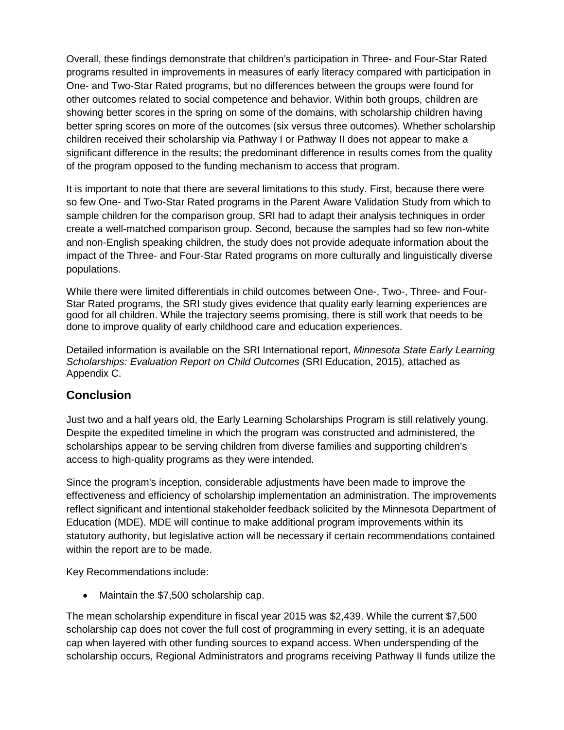Overall, these findings demonstrate that children's participation in Three- and Four-Star Rated programs resulted in improvements in measures of early literacy compared with participation in One- and Two-Star Rated programs, but no differences between the groups were found for other outcomes related to social competence and behavior. Within both groups, children are showing better scores in the spring on some of the domains, with scholarship children having better spring scores on more of the outcomes (six versus three outcomes). Whether scholarship children received their scholarship via Pathway I or Pathway II does not appear to make a significant difference in the results; the predominant difference in results comes from the quality of the program opposed to the funding mechanism to access that program.

It is important to note that there are several limitations to this study. First, because there were so few One- and Two-Star Rated programs in the Parent Aware Validation Study from which to sample children for the comparison group, SRI had to adapt their analysis techniques in order create a well-matched comparison group. Second, because the samples had so few non-white and non-English speaking children, the study does not provide adequate information about the impact of the Three- and Four-Star Rated programs on more culturally and linguistically diverse populations.

While there were limited differentials in child outcomes between One-, Two-, Three- and Four-Star Rated programs, the SRI study gives evidence that quality early learning experiences are good for all children. While the trajectory seems promising, there is still work that needs to be done to improve quality of early childhood care and education experiences.

Detailed information is available on the SRI International report, *Minnesota State Early Learning Scholarships: Evaluation Report on Child Outcomes* (SRI Education, 2015), attached as Appendix C.

## Conclusion

Just two and a half years old, the Early Learning Scholarships Program is still relatively young. Despite the expedited timeline in which the program was constructed and administered, the scholarships appear to be serving children from diverse families and supporting children's access to high-quality programs as they were intended.

Since the program's inception, considerable adjustments have been made to improve the effectiveness and efficiency of scholarship implementation an administration. The improvements reflect significant and intentional stakeholder feedback solicited by the Minnesota Department of Education (MDE). MDE will continue to make additional program improvements within its statutory authority, but legislative action will be necessary if certain recommendations contained within the report are to be made.

Key Recommendations include:

- Maintain the $7,500 scholarship cap.

The mean scholarship expenditure in fiscal year 2015 was $2,439. While the current $7,500 scholarship cap does not cover the full cost of programming in every setting, it is an adequate cap when layered with other funding sources to expand access. When underspending of the scholarship occurs, Regional Administrators and programs receiving Pathway II funds utilize the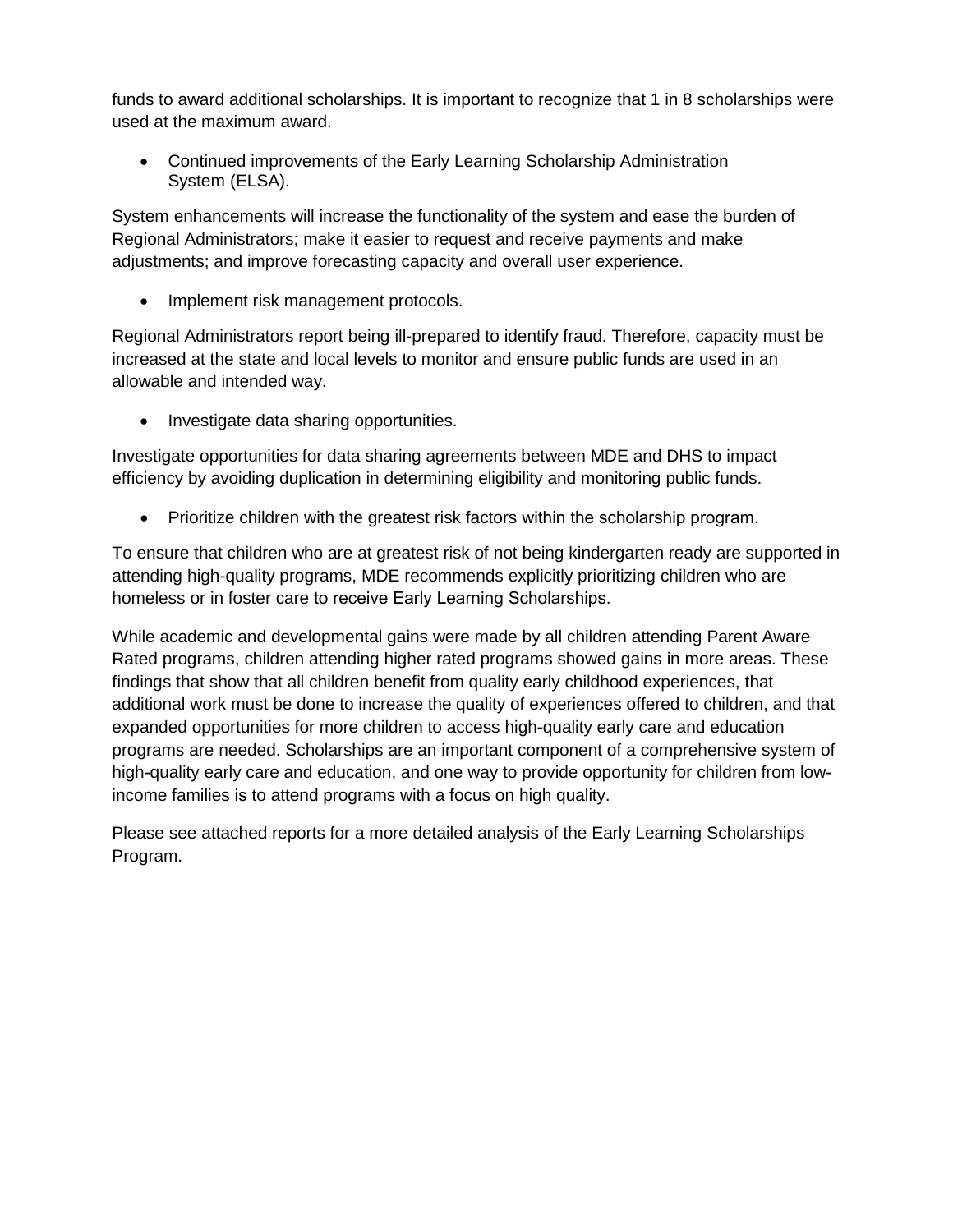funds to award additional scholarships. It is important to recognize that 1 in 8 scholarships were used at the maximum award.

- Continued improvements of the Early Learning Scholarship Administration System (ELSA).

System enhancements will increase the functionality of the system and ease the burden of Regional Administrators; make it easier to request and receive payments and make adjustments; and improve forecasting capacity and overall user experience.

- Implement risk management protocols.

Regional Administrators report being ill-prepared to identify fraud. Therefore, capacity must be increased at the state and local levels to monitor and ensure public funds are used in an allowable and intended way.

- Investigate data sharing opportunities.

Investigate opportunities for data sharing agreements between MDE and DHS to impact efficiency by avoiding duplication in determining eligibility and monitoring public funds.

- Prioritize children with the greatest risk factors within the scholarship program.

To ensure that children who are at greatest risk of not being kindergarten ready are supported in attending high-quality programs, MDE recommends explicitly prioritizing children who are homeless or in foster care to receive Early Learning Scholarships.

While academic and developmental gains were made by all children attending Parent Aware Rated programs, children attending higher rated programs showed gains in more areas. These findings that show that all children benefit from quality early childhood experiences, that additional work must be done to increase the quality of experiences offered to children, and that expanded opportunities for more children to access high-quality early care and education programs are needed. Scholarships are an important component of a comprehensive system of high-quality early care and education, and one way to provide opportunity for children from low-income families is to attend programs with a focus on high quality.

Please see attached reports for a more detailed analysis of the Early Learning Scholarships Program.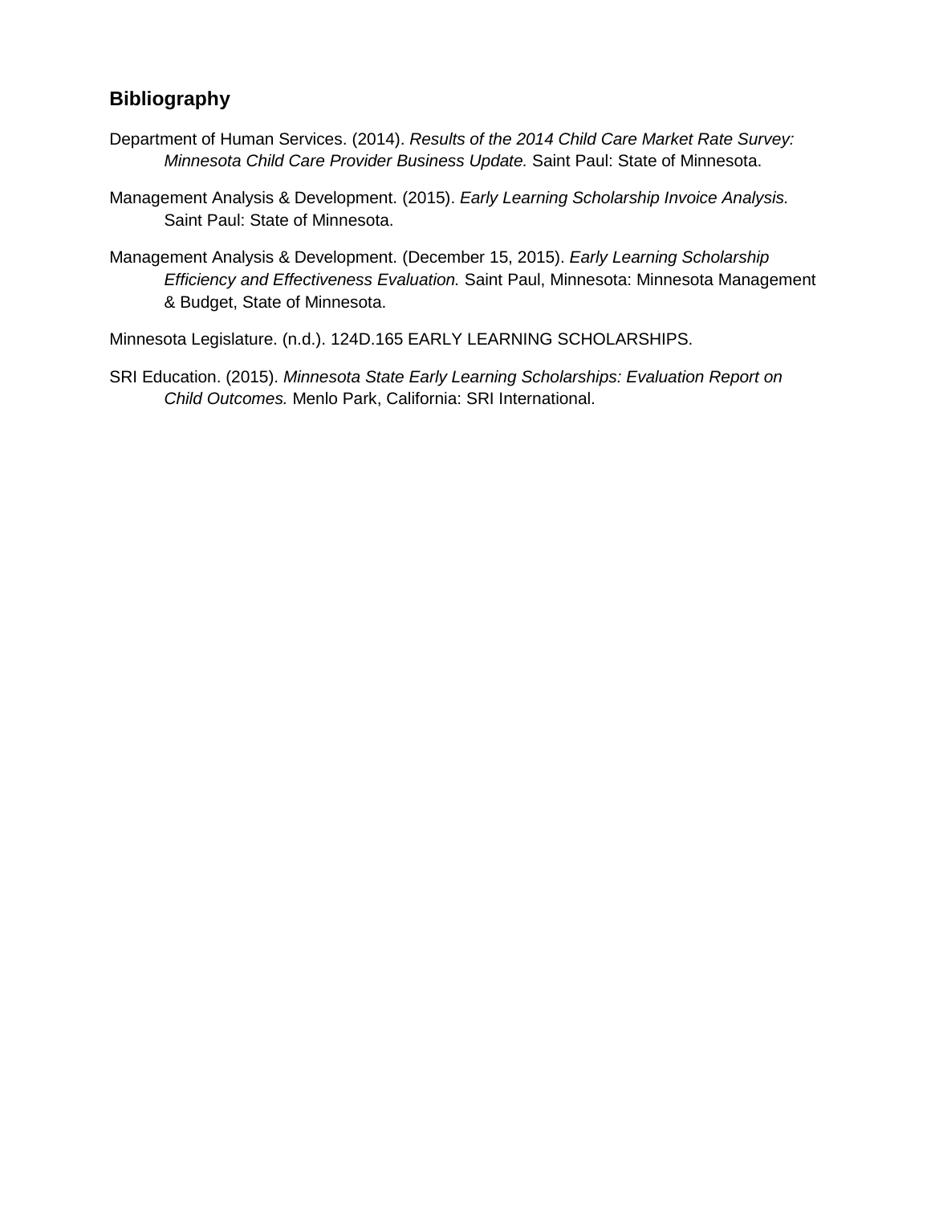## Bibliography

Department of Human Services. (2014). *Results of the 2014 Child Care Market Rate Survey: Minnesota Child Care Provider Business Update.* Saint Paul: State of Minnesota.

Management Analysis & Development. (2015). *Early Learning Scholarship Invoice Analysis.* Saint Paul: State of Minnesota.

Management Analysis & Development. (December 15, 2015). *Early Learning Scholarship Efficiency and Effectiveness Evaluation.* Saint Paul, Minnesota: Minnesota Management & Budget, State of Minnesota.

Minnesota Legislature. (n.d.). 124D.165 EARLY LEARNING SCHOLARSHIPS.

SRI Education. (2015). *Minnesota State Early Learning Scholarships: Evaluation Report on Child Outcomes.* Menlo Park, California: SRI International.